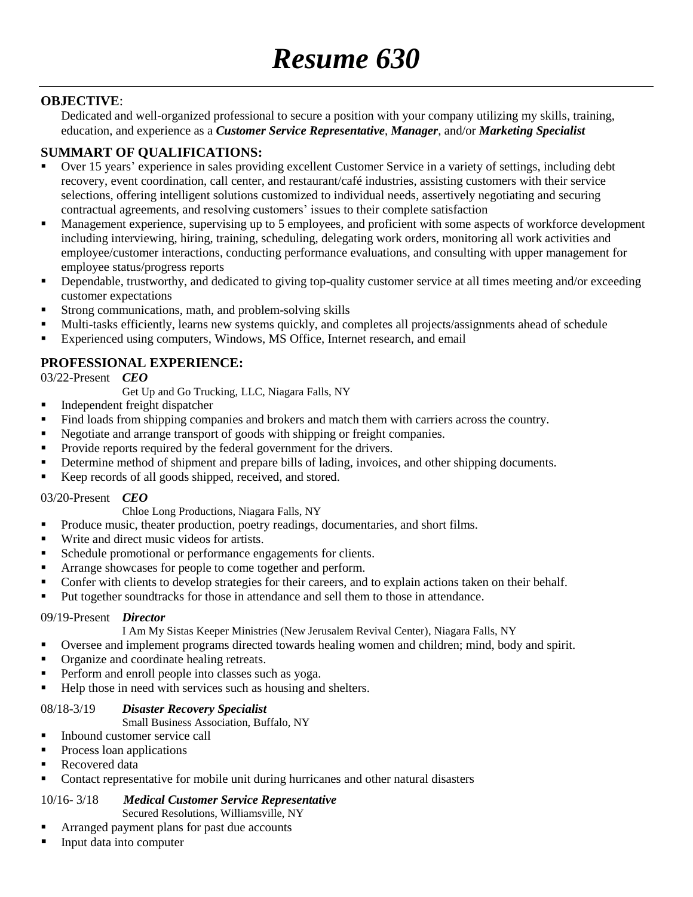# *Resume 630*

---

**OBJECTIVE**:

Dedicated and well-organized professional to secure a position with your company utilizing my skills, training, education, and experience as a ***Customer Service Representative***, ***Manager***, and/or ***Marketing Specialist***

## SUMMART OF QUALIFICATIONS:

- Over 15 years' experience in sales providing excellent Customer Service in a variety of settings, including debt recovery, event coordination, call center, and restaurant/café industries, assisting customers with their service selections, offering intelligent solutions customized to individual needs, assertively negotiating and securing contractual agreements, and resolving customers' issues to their complete satisfaction
- Management experience, supervising up to 5 employees, and proficient with some aspects of workforce development including interviewing, hiring, training, scheduling, delegating work orders, monitoring all work activities and employee/customer interactions, conducting performance evaluations, and consulting with upper management for employee status/progress reports
- Dependable, trustworthy, and dedicated to giving top-quality customer service at all times meeting and/or exceeding customer expectations
- Strong communications, math, and problem-solving skills
- Multi-tasks efficiently, learns new systems quickly, and completes all projects/assignments ahead of schedule
- Experienced using computers, Windows, MS Office, Internet research, and email

## PROFESSIONAL EXPERIENCE:

03/22-Present ***CEO***

Get Up and Go Trucking, LLC, Niagara Falls, NY

- Independent freight dispatcher
- Find loads from shipping companies and brokers and match them with carriers across the country.
- Negotiate and arrange transport of goods with shipping or freight companies.
- Provide reports required by the federal government for the drivers.
- Determine method of shipment and prepare bills of lading, invoices, and other shipping documents.
- Keep records of all goods shipped, received, and stored.

03/20-Present ***CEO***

Chloe Long Productions, Niagara Falls, NY

- Produce music, theater production, poetry readings, documentaries, and short films.
- Write and direct music videos for artists.
- Schedule promotional or performance engagements for clients.
- Arrange showcases for people to come together and perform.
- Confer with clients to develop strategies for their careers, and to explain actions taken on their behalf.
- Put together soundtracks for those in attendance and sell them to those in attendance.

09/19-Present ***Director***

I Am My Sistas Keeper Ministries (New Jerusalem Revival Center), Niagara Falls, NY

- Oversee and implement programs directed towards healing women and children; mind, body and spirit.
- Organize and coordinate healing retreats.
- Perform and enroll people into classes such as yoga.
- Help those in need with services such as housing and shelters.

08/18-3/19 ***Disaster Recovery Specialist***

Small Business Association, Buffalo, NY

- Inbound customer service call
- Process loan applications
- Recovered data
- Contact representative for mobile unit during hurricanes and other natural disasters

10/16- 3/18 ***Medical Customer Service Representative***

Secured Resolutions, Williamsville, NY

- Arranged payment plans for past due accounts
- Input data into computer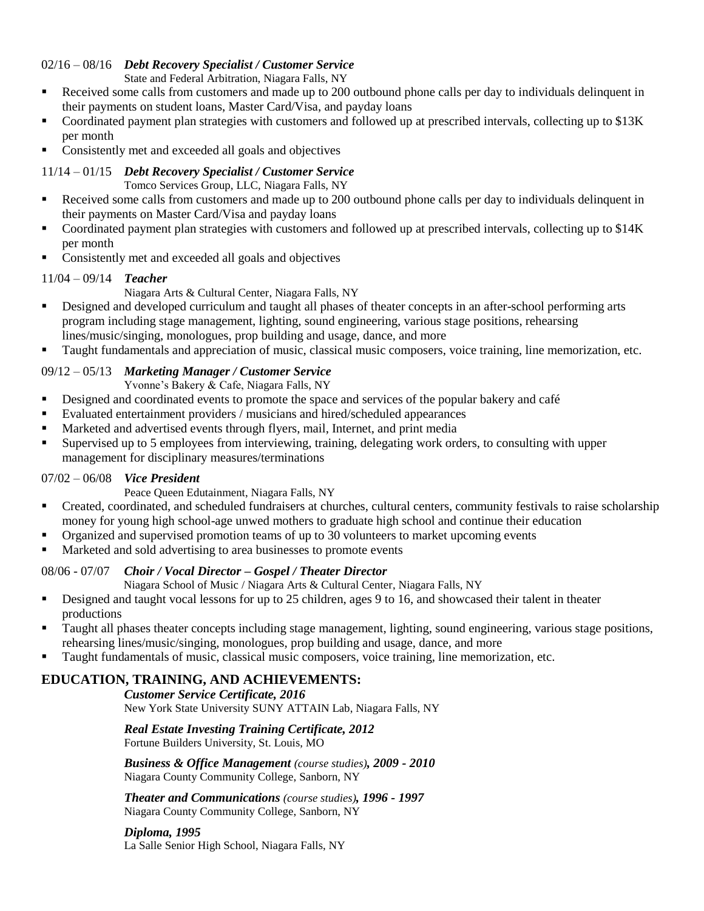02/16 – 08/16 ***Debt Recovery Specialist / Customer Service***
State and Federal Arbitration, Niagara Falls, NY

- Received some calls from customers and made up to 200 outbound phone calls per day to individuals delinquent in their payments on student loans, Master Card/Visa, and payday loans
- Coordinated payment plan strategies with customers and followed up at prescribed intervals, collecting up to $13K per month
- Consistently met and exceeded all goals and objectives

11/14 – 01/15 ***Debt Recovery Specialist / Customer Service***
Tomco Services Group, LLC, Niagara Falls, NY

- Received some calls from customers and made up to 200 outbound phone calls per day to individuals delinquent in their payments on Master Card/Visa and payday loans
- Coordinated payment plan strategies with customers and followed up at prescribed intervals, collecting up to $14K per month
- Consistently met and exceeded all goals and objectives

11/04 – 09/14 ***Teacher***
Niagara Arts & Cultural Center, Niagara Falls, NY

- Designed and developed curriculum and taught all phases of theater concepts in an after-school performing arts program including stage management, lighting, sound engineering, various stage positions, rehearsing lines/music/singing, monologues, prop building and usage, dance, and more
- Taught fundamentals and appreciation of music, classical music composers, voice training, line memorization, etc.

09/12 – 05/13 ***Marketing Manager / Customer Service***
Yvonne's Bakery & Cafe, Niagara Falls, NY

- Designed and coordinated events to promote the space and services of the popular bakery and café
- Evaluated entertainment providers / musicians and hired/scheduled appearances
- Marketed and advertised events through flyers, mail, Internet, and print media
- Supervised up to 5 employees from interviewing, training, delegating work orders, to consulting with upper management for disciplinary measures/terminations

07/02 – 06/08 ***Vice President***
Peace Queen Edutainment, Niagara Falls, NY

- Created, coordinated, and scheduled fundraisers at churches, cultural centers, community festivals to raise scholarship money for young high school-age unwed mothers to graduate high school and continue their education
- Organized and supervised promotion teams of up to 30 volunteers to market upcoming events
- Marketed and sold advertising to area businesses to promote events

08/06 - 07/07 ***Choir / Vocal Director – Gospel / Theater Director***
Niagara School of Music / Niagara Arts & Cultural Center, Niagara Falls, NY

- Designed and taught vocal lessons for up to 25 children, ages 9 to 16, and showcased their talent in theater productions
- Taught all phases theater concepts including stage management, lighting, sound engineering, various stage positions, rehearsing lines/music/singing, monologues, prop building and usage, dance, and more
- Taught fundamentals of music, classical music composers, voice training, line memorization, etc.

## EDUCATION, TRAINING, AND ACHIEVEMENTS:

***Customer Service Certificate, 2016***
New York State University SUNY ATTAIN Lab, Niagara Falls, NY

***Real Estate Investing Training Certificate, 2012***
Fortune Builders University, St. Louis, MO

***Business & Office Management** (course studies)**, 2009 - 2010***
Niagara County Community College, Sanborn, NY

***Theater and Communications** (course studies)**, 1996 - 1997***
Niagara County Community College, Sanborn, NY

***Diploma, 1995***
La Salle Senior High School, Niagara Falls, NY